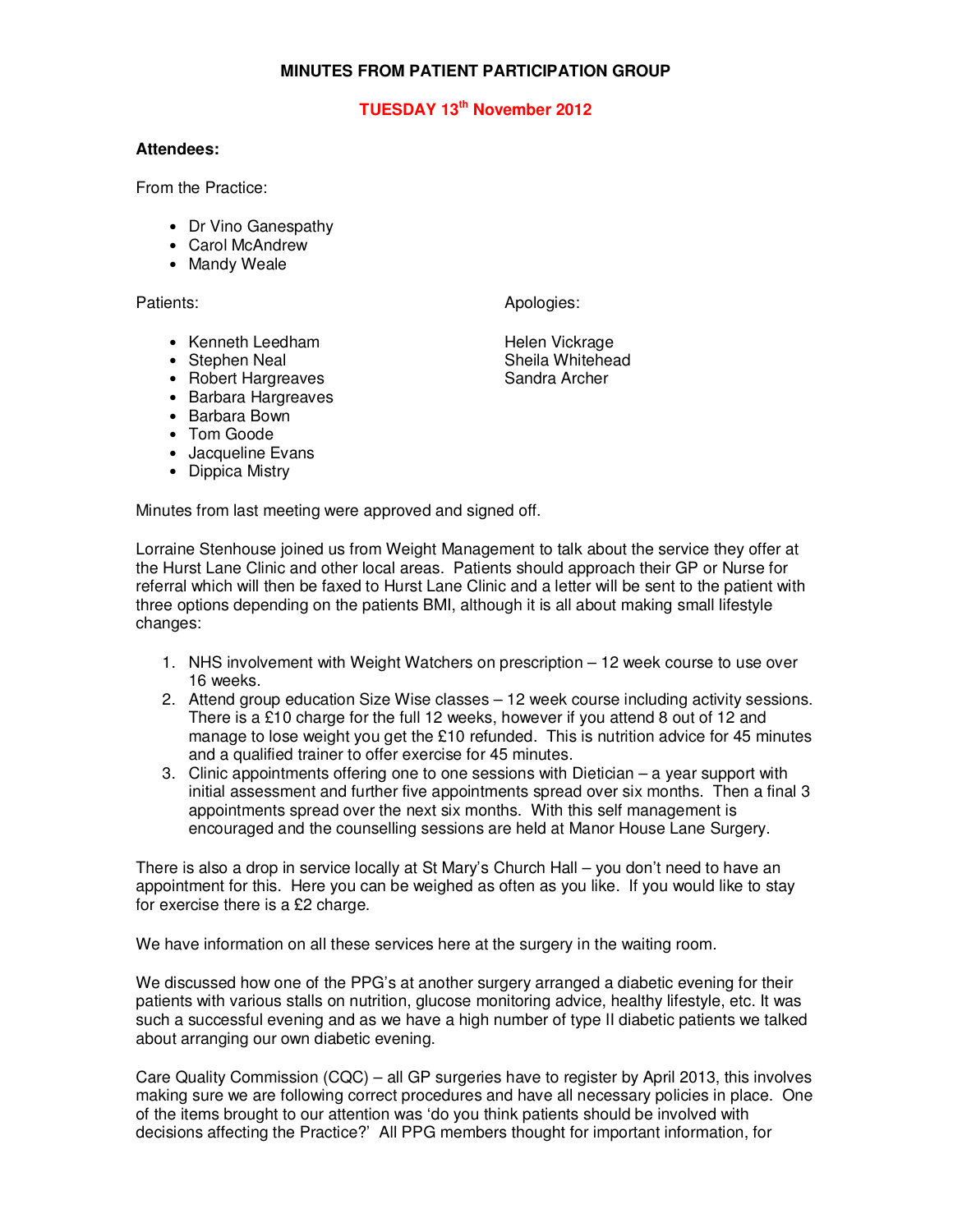# MINUTES FROM PATIENT PARTICIPATION GROUP

## TUESDAY 13th November 2012

**Attendees:**

From the Practice:

- Dr Vino Ganespathy
- Carol McAndrew
- Mandy Weale

Patients:

- Kenneth Leedham
- Stephen Neal
- Robert Hargreaves
- Barbara Hargreaves
- Barbara Bown
- Tom Goode
- Jacqueline Evans
- Dippica Mistry

Apologies:

Helen Vickrage
Sheila Whitehead
Sandra Archer

Minutes from last meeting were approved and signed off.

Lorraine Stenhouse joined us from Weight Management to talk about the service they offer at the Hurst Lane Clinic and other local areas. Patients should approach their GP or Nurse for referral which will then be faxed to Hurst Lane Clinic and a letter will be sent to the patient with three options depending on the patients BMI, although it is all about making small lifestyle changes:

1. NHS involvement with Weight Watchers on prescription – 12 week course to use over 16 weeks.
2. Attend group education Size Wise classes – 12 week course including activity sessions. There is a £10 charge for the full 12 weeks, however if you attend 8 out of 12 and manage to lose weight you get the £10 refunded. This is nutrition advice for 45 minutes and a qualified trainer to offer exercise for 45 minutes.
3. Clinic appointments offering one to one sessions with Dietician – a year support with initial assessment and further five appointments spread over six months. Then a final 3 appointments spread over the next six months. With this self management is encouraged and the counselling sessions are held at Manor House Lane Surgery.

There is also a drop in service locally at St Mary's Church Hall – you don't need to have an appointment for this. Here you can be weighed as often as you like. If you would like to stay for exercise there is a £2 charge.

We have information on all these services here at the surgery in the waiting room.

We discussed how one of the PPG's at another surgery arranged a diabetic evening for their patients with various stalls on nutrition, glucose monitoring advice, healthy lifestyle, etc. It was such a successful evening and as we have a high number of type II diabetic patients we talked about arranging our own diabetic evening.

Care Quality Commission (CQC) – all GP surgeries have to register by April 2013, this involves making sure we are following correct procedures and have all necessary policies in place. One of the items brought to our attention was 'do you think patients should be involved with decisions affecting the Practice?' All PPG members thought for important information, for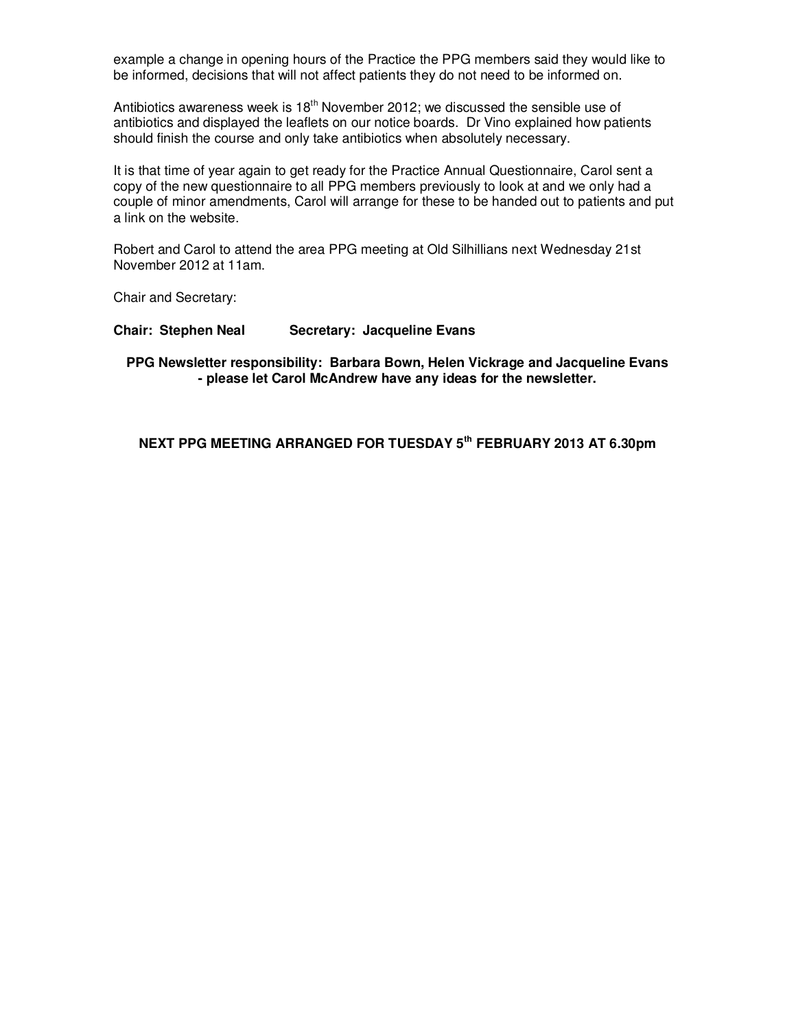example a change in opening hours of the Practice the PPG members said they would like to be informed, decisions that will not affect patients they do not need to be informed on.

Antibiotics awareness week is 18th November 2012; we discussed the sensible use of antibiotics and displayed the leaflets on our notice boards. Dr Vino explained how patients should finish the course and only take antibiotics when absolutely necessary.

It is that time of year again to get ready for the Practice Annual Questionnaire, Carol sent a copy of the new questionnaire to all PPG members previously to look at and we only had a couple of minor amendments, Carol will arrange for these to be handed out to patients and put a link on the website.

Robert and Carol to attend the area PPG meeting at Old Silhillians next Wednesday 21st November 2012 at 11am.

Chair and Secretary:

**Chair: Stephen Neal Secretary: Jacqueline Evans**

**PPG Newsletter responsibility: Barbara Bown, Helen Vickrage and Jacqueline Evans - please let Carol McAndrew have any ideas for the newsletter.**

**NEXT PPG MEETING ARRANGED FOR TUESDAY 5th FEBRUARY 2013 AT 6.30pm**